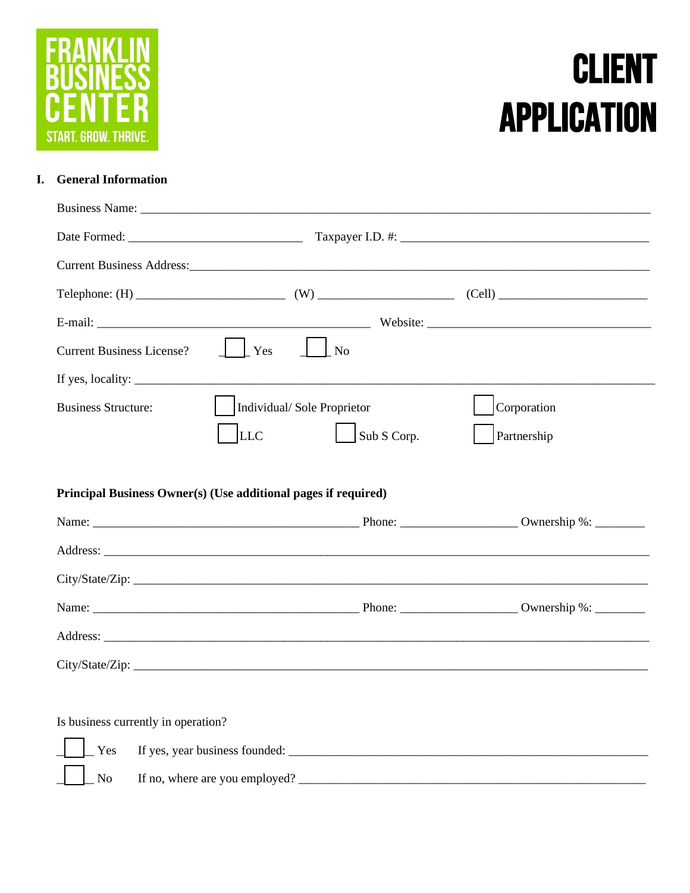FRANKLIN BUSINESS CENTER

START. GROW. THRIVE.

# CLIENT APPLICATION

## I. General Information

Business Name: ___________________________________________________________________________

Date Formed: __________________________ Taxpayer I.D. #: _____________________________________

Current Business Address:_________________________________________________________________

Telephone: (H) ______________________ (W) ____________________ (Cell) ______________________

E-mail: __________________________________________ Website: __________________________________

Current Business License? ☐ Yes ☐ No

If yes, locality: _______________________________________________________________________________

Business Structure: ☐ Individual/ Sole Proprietor ☐ Corporation ☐ LLC ☐ Sub S Corp. ☐ Partnership

**Principal Business Owner(s) (Use additional pages if required)**

Name: _________________________________________ Phone: __________________ Ownership %: ________

Address: _______________________________________________________________________________

City/State/Zip: __________________________________________________________________________

Name: _________________________________________ Phone: __________________ Ownership %: ________

Address: _______________________________________________________________________________

City/State/Zip: __________________________________________________________________________

Is business currently in operation?

☐ Yes If yes, year business founded: _______________________________________________________

☐ No If no, where are you employed? _____________________________________________________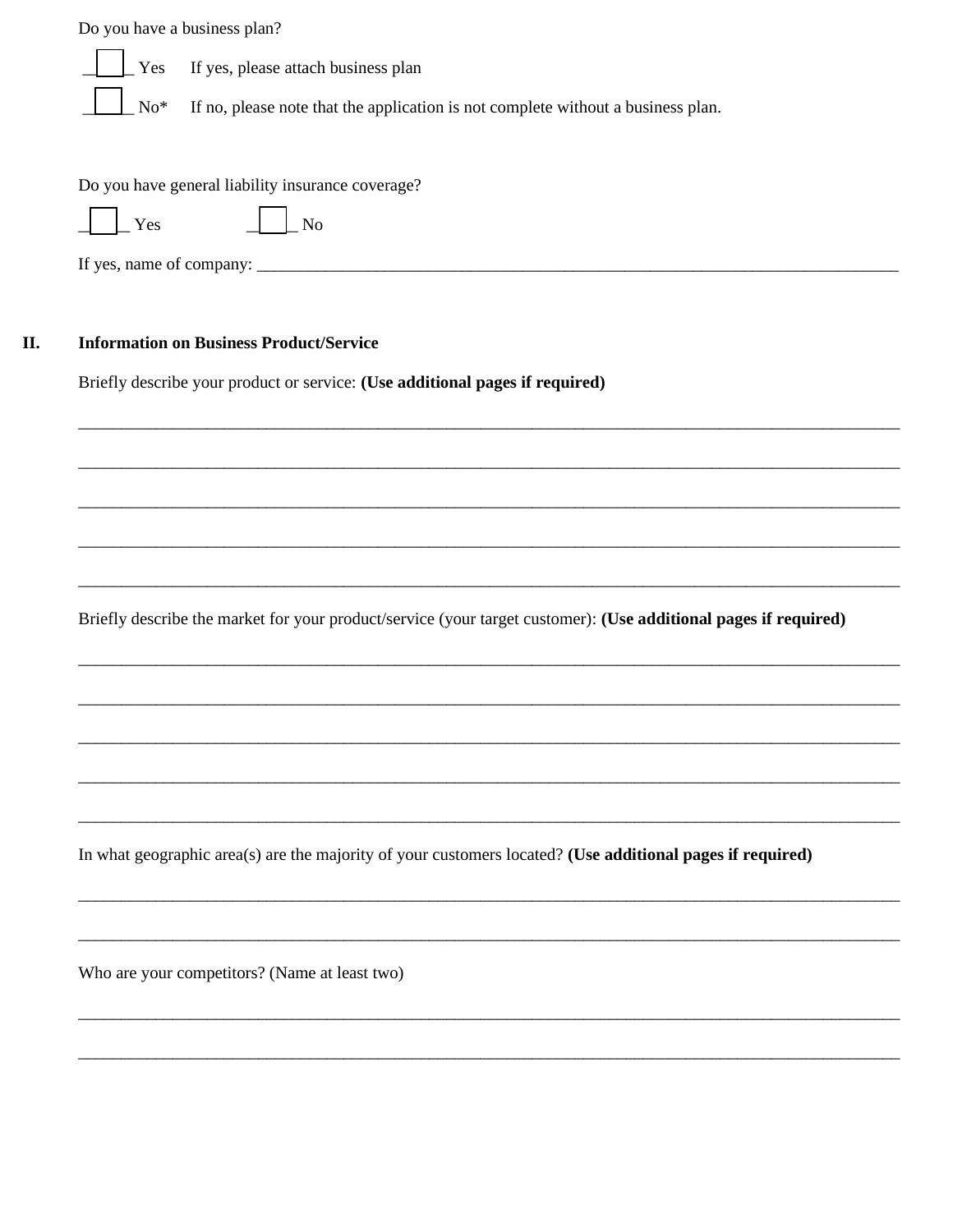Do you have a business plan?

☐ Yes     If yes, please attach business plan

☐ No*     If no, please note that the application is not complete without a business plan.

Do you have general liability insurance coverage?

☐ Yes          ☐ No

If yes, name of company: ______________________________________________________________________________

## II. Information on Business Product/Service

Briefly describe your product or service: **(Use additional pages if required)**

______________________________________________________________________________________________________

______________________________________________________________________________________________________

______________________________________________________________________________________________________

______________________________________________________________________________________________________

______________________________________________________________________________________________________

Briefly describe the market for your product/service (your target customer): **(Use additional pages if required)**

______________________________________________________________________________________________________

______________________________________________________________________________________________________

______________________________________________________________________________________________________

______________________________________________________________________________________________________

______________________________________________________________________________________________________

In what geographic area(s) are the majority of your customers located? **(Use additional pages if required)**

______________________________________________________________________________________________________

______________________________________________________________________________________________________

Who are your competitors? (Name at least two)

______________________________________________________________________________________________________

______________________________________________________________________________________________________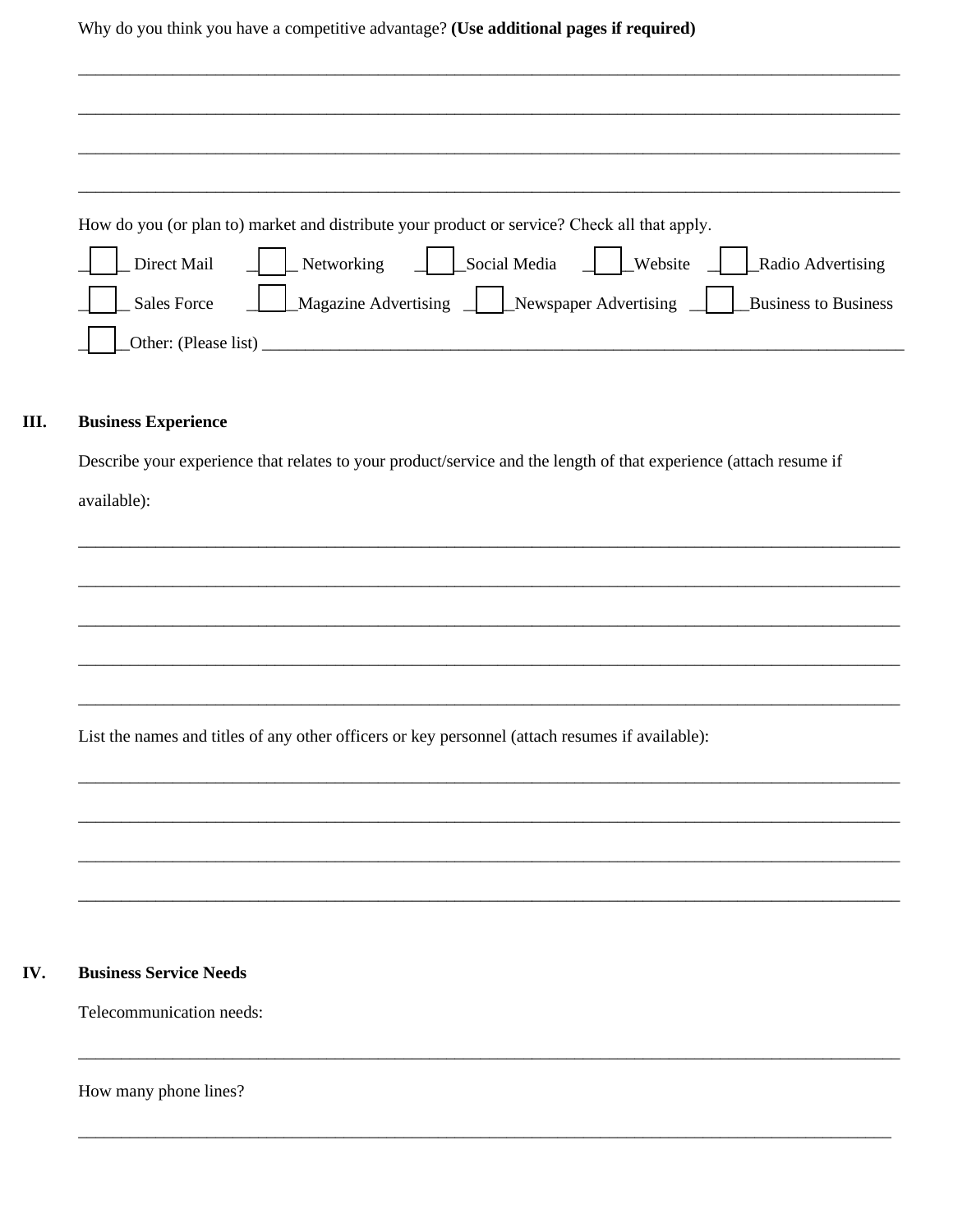Why do you think you have a competitive advantage? **(Use additional pages if required)**

_______________________________________________________________________________________________

_______________________________________________________________________________________________

_______________________________________________________________________________________________

_______________________________________________________________________________________________

How do you (or plan to) market and distribute your product or service? Check all that apply.

- ☐ Direct Mail
- ☐ Networking
- ☐ Social Media
- ☐ Website
- ☐ Radio Advertising
- ☐ Sales Force
- ☐ Magazine Advertising
- ☐ Newspaper Advertising
- ☐ Business to Business
- ☐ Other: (Please list) _______________________________________________________________________________

## III. Business Experience

Describe your experience that relates to your product/service and the length of that experience (attach resume if available):

_______________________________________________________________________________________________

_______________________________________________________________________________________________

_______________________________________________________________________________________________

_______________________________________________________________________________________________

_______________________________________________________________________________________________

List the names and titles of any other officers or key personnel (attach resumes if available):

_______________________________________________________________________________________________

_______________________________________________________________________________________________

_______________________________________________________________________________________________

_______________________________________________________________________________________________

## IV. Business Service Needs

Telecommunication needs:

_______________________________________________________________________________________________

How many phone lines?

_______________________________________________________________________________________________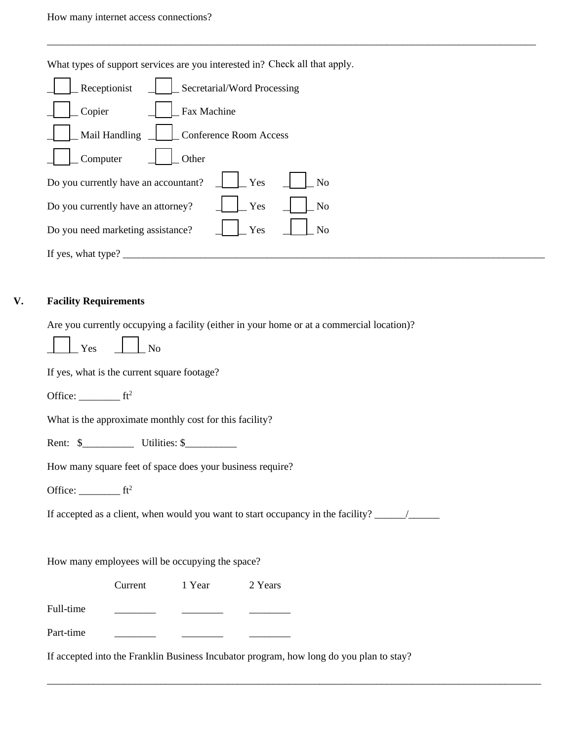How many internet access connections?

_______________________________________________________________________________________________

What types of support services are you interested in? Check all that apply.

☐ Receptionist ☐ Secretarial/Word Processing

☐ Copier ☐ Fax Machine

☐ Mail Handling ☐ Conference Room Access

☐ Computer ☐ Other

Do you currently have an accountant? ☐ Yes ☐ No

Do you currently have an attorney? ☐ Yes ☐ No

Do you need marketing assistance? ☐ Yes ☐ No

If yes, what type? ___________________________________________________________________________________

## V. Facility Requirements

Are you currently occupying a facility (either in your home or at a commercial location)?

☐ Yes ☐ No

If yes, what is the current square footage?

Office: ________ $ft^2$

What is the approximate monthly cost for this facility?

Rent: $__________ Utilities: $__________

How many square feet of space does your business require?

Office: ________ $ft^2$

If accepted as a client, when would you want to start occupancy in the facility? ______/______

How many employees will be occupying the space?

| | Current | 1 Year | 2 Years |
|---|---|---|---|
| Full-time | ________ | ________ | ________ |
| Part-time | ________ | ________ | ________ |

If accepted into the Franklin Business Incubator program, how long do you plan to stay?

_______________________________________________________________________________________________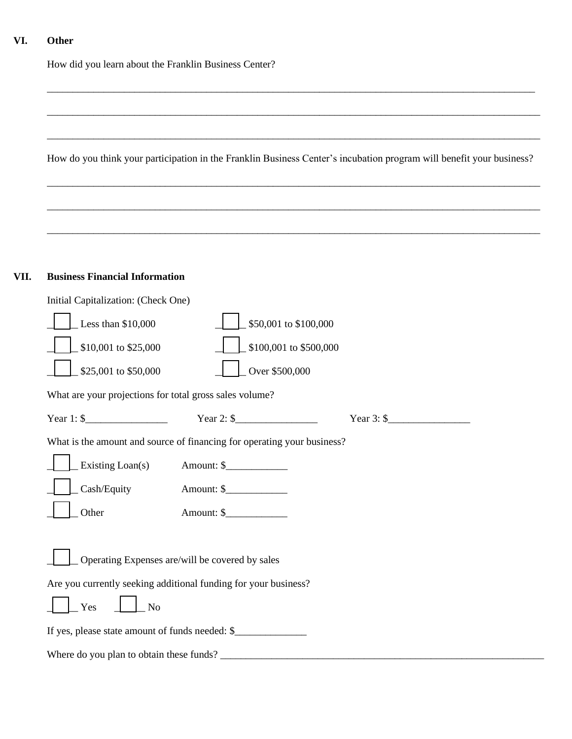## VI. Other

How did you learn about the Franklin Business Center?

_______________________________________________________________________________________________

_______________________________________________________________________________________________

_______________________________________________________________________________________________

How do you think your participation in the Franklin Business Center's incubation program will benefit your business?

_______________________________________________________________________________________________

_______________________________________________________________________________________________

_______________________________________________________________________________________________

## VII. Business Financial Information

Initial Capitalization: (Check One)

☐ Less than $10,000 ☐ $50,001 to $100,000

☐ $10,001 to $25,000 ☐ $100,001 to $500,000

☐ $25,001 to $50,000 ☐ Over $500,000

What are your projections for total gross sales volume?

Year 1: $________________ Year 2: $________________ Year 3: $________________

What is the amount and source of financing for operating your business?

☐ Existing Loan(s) Amount: $____________

☐ Cash/Equity Amount: $____________

☐ Other Amount: $____________

☐ Operating Expenses are/will be covered by sales

Are you currently seeking additional funding for your business?

☐ Yes ☐ No

If yes, please state amount of funds needed: $______________

Where do you plan to obtain these funds? ____________________________________________________________________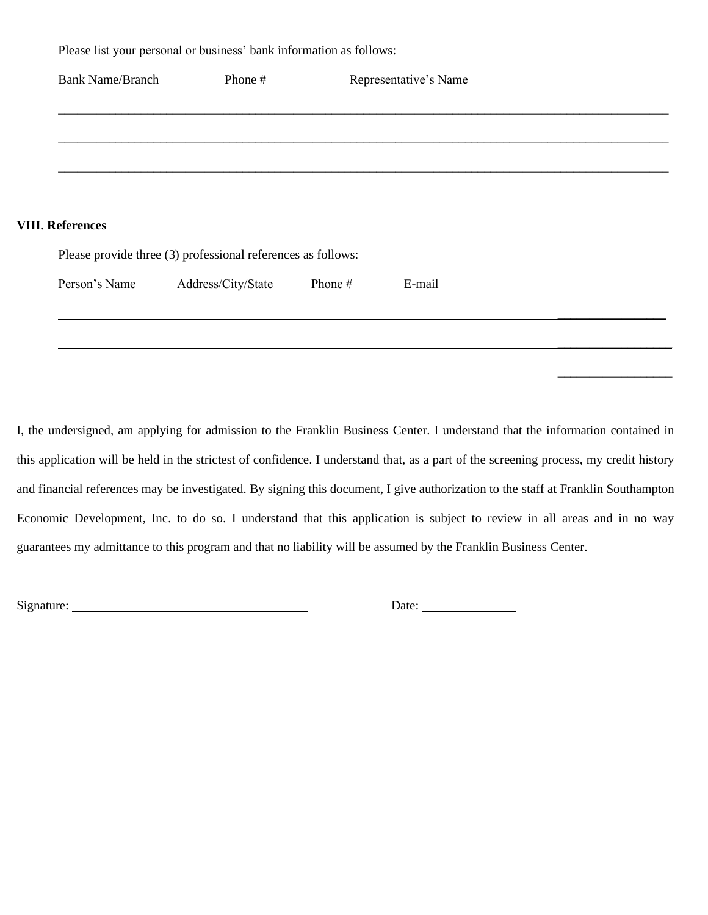Please list your personal or business' bank information as follows:

| Bank Name/Branch | Phone # | Representative's Name |
|---|---|---|
| | | |
| | | |
| | | |

**VIII. References**

Please provide three (3) professional references as follows:

| Person's Name | Address/City/State | Phone # | E-mail |
|---|---|---|---|
| | | | |
| | | | |
| | | | |

I, the undersigned, am applying for admission to the Franklin Business Center. I understand that the information contained in this application will be held in the strictest of confidence. I understand that, as a part of the screening process, my credit history and financial references may be investigated. By signing this document, I give authorization to the staff at Franklin Southampton Economic Development, Inc. to do so. I understand that this application is subject to review in all areas and in no way guarantees my admittance to this program and that no liability will be assumed by the Franklin Business Center.

Signature: ____________________________________ Date: _______________